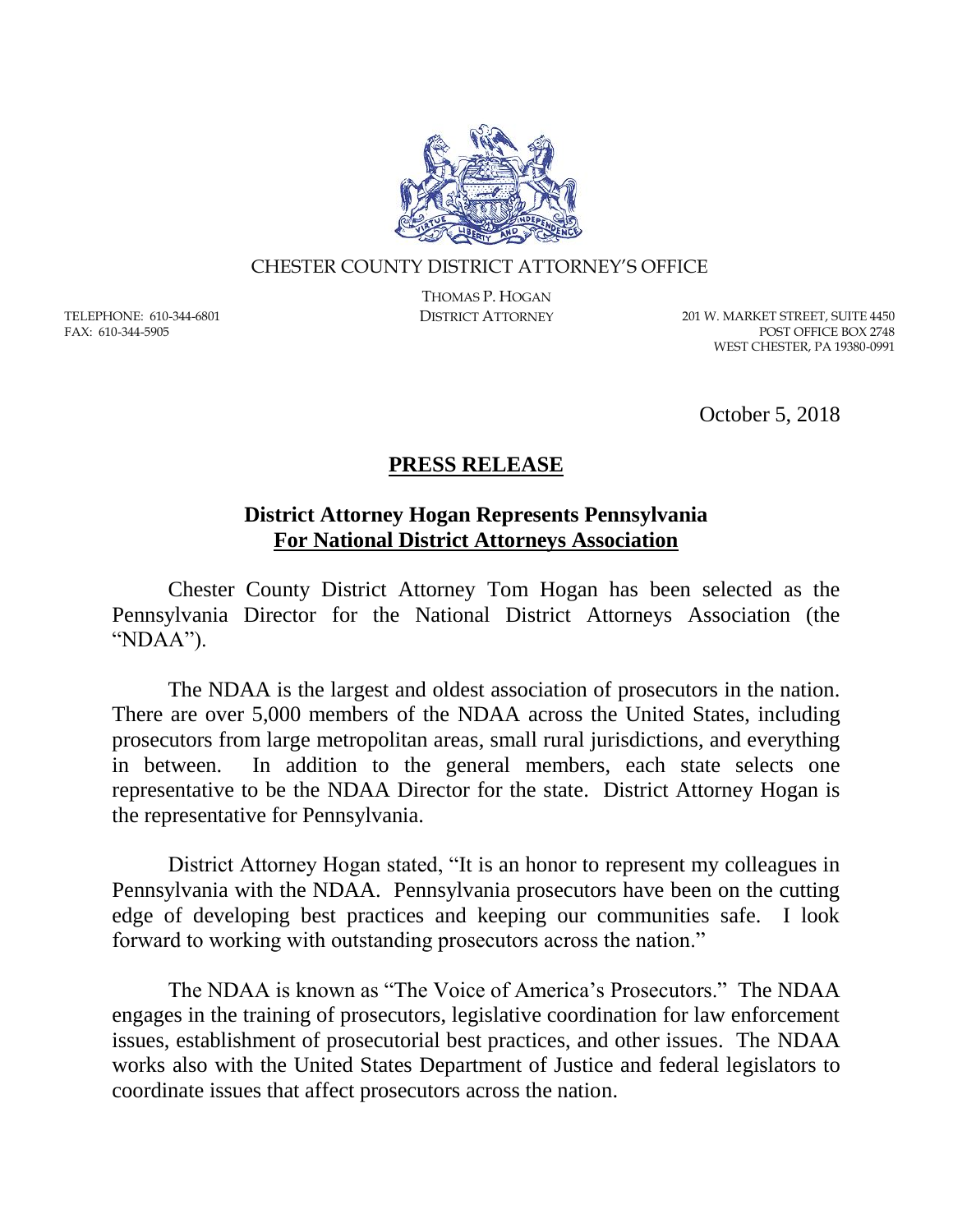CHESTER COUNTY DISTRICT ATTORNEY'S OFFICE

THOMAS P. HOGAN
DISTRICT ATTORNEY

TELEPHONE: 610-344-6801
FAX: 610-344-5905

201 W. MARKET STREET, SUITE 4450
POST OFFICE BOX 2748
WEST CHESTER, PA 19380-0991

October 5, 2018

# **PRESS RELEASE**

## District Attorney Hogan Represents Pennsylvania For National District Attorneys Association

Chester County District Attorney Tom Hogan has been selected as the Pennsylvania Director for the National District Attorneys Association (the "NDAA").

The NDAA is the largest and oldest association of prosecutors in the nation. There are over 5,000 members of the NDAA across the United States, including prosecutors from large metropolitan areas, small rural jurisdictions, and everything in between. In addition to the general members, each state selects one representative to be the NDAA Director for the state. District Attorney Hogan is the representative for Pennsylvania.

District Attorney Hogan stated, "It is an honor to represent my colleagues in Pennsylvania with the NDAA. Pennsylvania prosecutors have been on the cutting edge of developing best practices and keeping our communities safe. I look forward to working with outstanding prosecutors across the nation."

The NDAA is known as "The Voice of America's Prosecutors." The NDAA engages in the training of prosecutors, legislative coordination for law enforcement issues, establishment of prosecutorial best practices, and other issues. The NDAA works also with the United States Department of Justice and federal legislators to coordinate issues that affect prosecutors across the nation.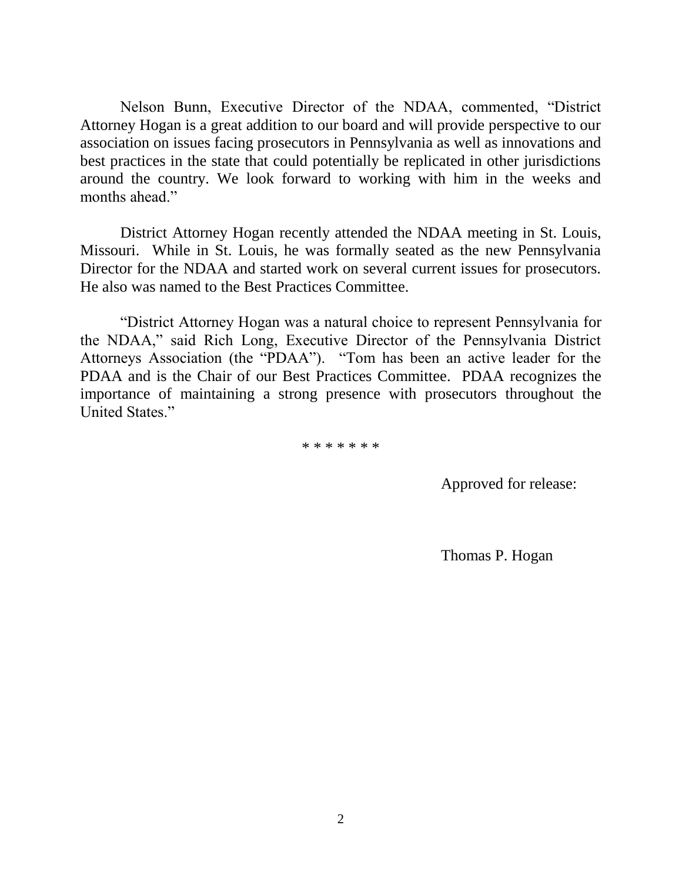Nelson Bunn, Executive Director of the NDAA, commented, "District Attorney Hogan is a great addition to our board and will provide perspective to our association on issues facing prosecutors in Pennsylvania as well as innovations and best practices in the state that could potentially be replicated in other jurisdictions around the country. We look forward to working with him in the weeks and months ahead."

District Attorney Hogan recently attended the NDAA meeting in St. Louis, Missouri. While in St. Louis, he was formally seated as the new Pennsylvania Director for the NDAA and started work on several current issues for prosecutors. He also was named to the Best Practices Committee.

"District Attorney Hogan was a natural choice to represent Pennsylvania for the NDAA," said Rich Long, Executive Director of the Pennsylvania District Attorneys Association (the "PDAA"). "Tom has been an active leader for the PDAA and is the Chair of our Best Practices Committee. PDAA recognizes the importance of maintaining a strong presence with prosecutors throughout the United States."

* * * * * * *

Approved for release:

Thomas P. Hogan